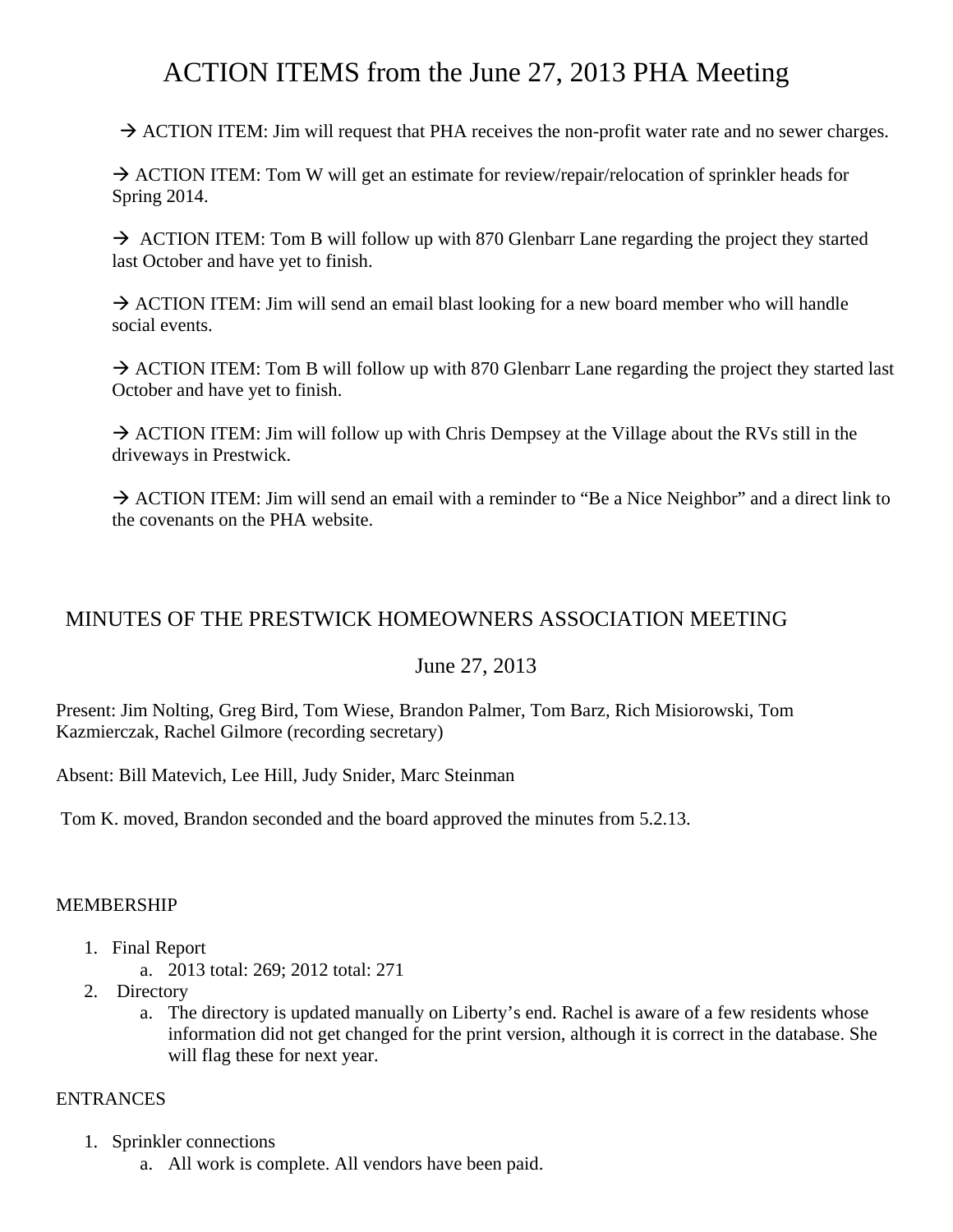# ACTION ITEMS from the June 27, 2013 PHA Meeting

→ ACTION ITEM: Jim will request that PHA receives the non-profit water rate and no sewer charges.

→ ACTION ITEM: Tom W will get an estimate for review/repair/relocation of sprinkler heads for Spring 2014.

→ ACTION ITEM: Tom B will follow up with 870 Glenbarr Lane regarding the project they started last October and have yet to finish.

→ ACTION ITEM: Jim will send an email blast looking for a new board member who will handle social events.

→ ACTION ITEM: Tom B will follow up with 870 Glenbarr Lane regarding the project they started last October and have yet to finish.

→ ACTION ITEM: Jim will follow up with Chris Dempsey at the Village about the RVs still in the driveways in Prestwick.

→ ACTION ITEM: Jim will send an email with a reminder to "Be a Nice Neighbor" and a direct link to the covenants on the PHA website.

## MINUTES OF THE PRESTWICK HOMEOWNERS ASSOCIATION MEETING

June 27, 2013

Present: Jim Nolting, Greg Bird, Tom Wiese, Brandon Palmer, Tom Barz, Rich Misiorowski, Tom Kazmierczak, Rachel Gilmore (recording secretary)

Absent: Bill Matevich, Lee Hill, Judy Snider, Marc Steinman

Tom K. moved, Brandon seconded and the board approved the minutes from 5.2.13.

### MEMBERSHIP

1. Final Report
    a. 2013 total: 269; 2012 total: 271
2. Directory
    a. The directory is updated manually on Liberty's end. Rachel is aware of a few residents whose information did not get changed for the print version, although it is correct in the database. She will flag these for next year.

### ENTRANCES

1. Sprinkler connections
    a. All work is complete. All vendors have been paid.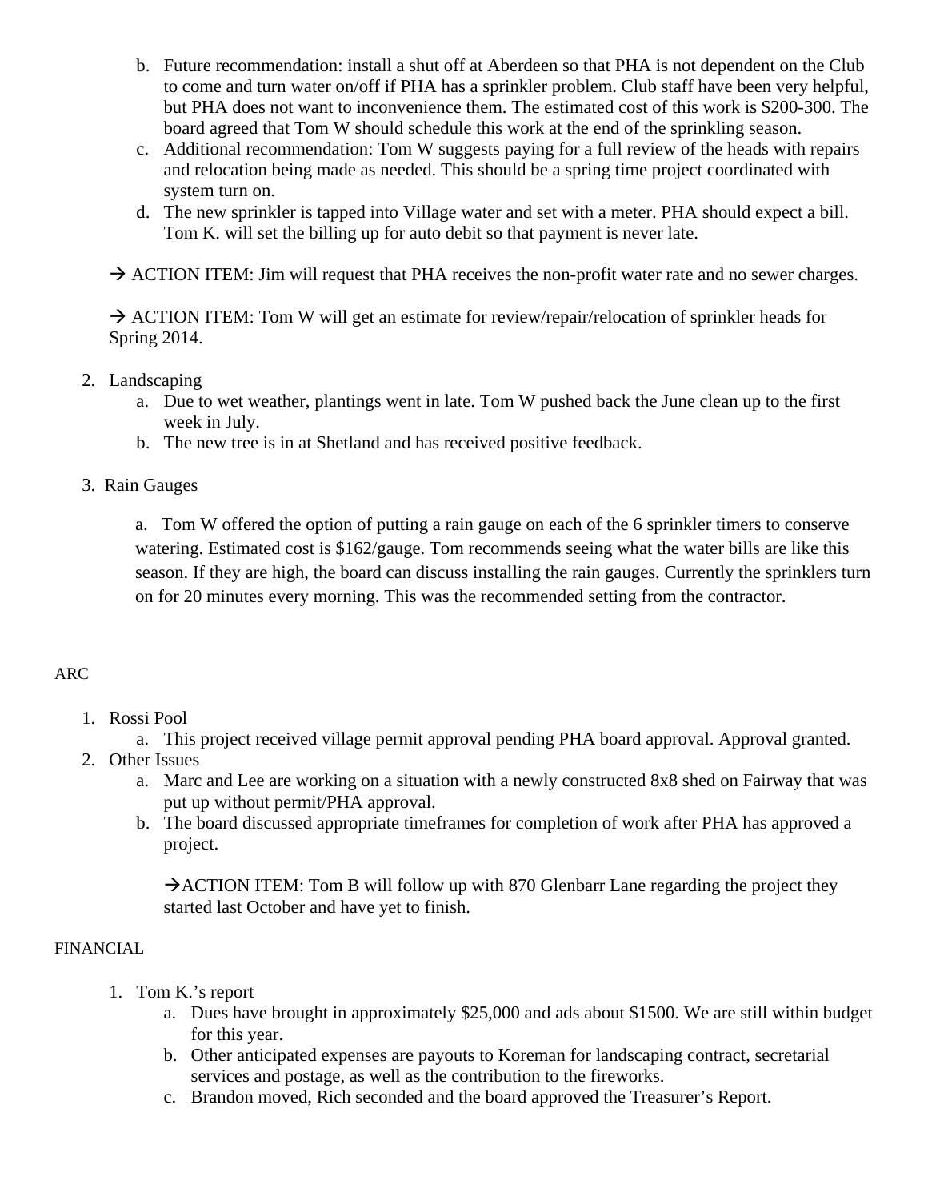b. Future recommendation: install a shut off at Aberdeen so that PHA is not dependent on the Club to come and turn water on/off if PHA has a sprinkler problem. Club staff have been very helpful, but PHA does not want to inconvenience them. The estimated cost of this work is $200-300. The board agreed that Tom W should schedule this work at the end of the sprinkling season.
   c. Additional recommendation: Tom W suggests paying for a full review of the heads with repairs and relocation being made as needed. This should be a spring time project coordinated with system turn on.
   d. The new sprinkler is tapped into Village water and set with a meter. PHA should expect a bill. Tom K. will set the billing up for auto debit so that payment is never late.

→ ACTION ITEM: Jim will request that PHA receives the non-profit water rate and no sewer charges.

→ ACTION ITEM: Tom W will get an estimate for review/repair/relocation of sprinkler heads for Spring 2014.

2. Landscaping
   a. Due to wet weather, plantings went in late. Tom W pushed back the June clean up to the first week in July.
   b. The new tree is in at Shetland and has received positive feedback.

3. Rain Gauges

   a. Tom W offered the option of putting a rain gauge on each of the 6 sprinkler timers to conserve watering. Estimated cost is $162/gauge. Tom recommends seeing what the water bills are like this season. If they are high, the board can discuss installing the rain gauges. Currently the sprinklers turn on for 20 minutes every morning. This was the recommended setting from the contractor.

ARC

1. Rossi Pool
   a. This project received village permit approval pending PHA board approval. Approval granted.
2. Other Issues
   a. Marc and Lee are working on a situation with a newly constructed 8x8 shed on Fairway that was put up without permit/PHA approval.
   b. The board discussed appropriate timeframes for completion of work after PHA has approved a project.

   →ACTION ITEM: Tom B will follow up with 870 Glenbarr Lane regarding the project they started last October and have yet to finish.

FINANCIAL

1. Tom K.'s report
   a. Dues have brought in approximately $25,000 and ads about $1500. We are still within budget for this year.
   b. Other anticipated expenses are payouts to Koreman for landscaping contract, secretarial services and postage, as well as the contribution to the fireworks.
   c. Brandon moved, Rich seconded and the board approved the Treasurer's Report.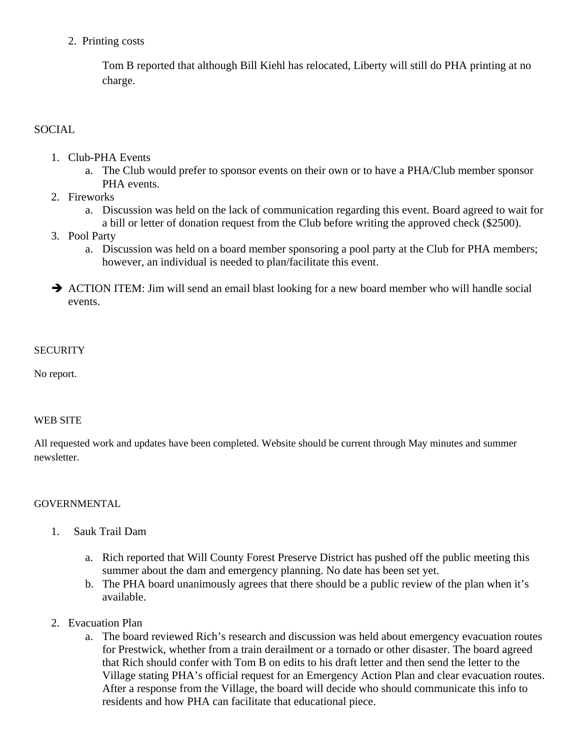2. Printing costs

   Tom B reported that although Bill Kiehl has relocated, Liberty will still do PHA printing at no charge.

SOCIAL

1. Club-PHA Events
   a. The Club would prefer to sponsor events on their own or to have a PHA/Club member sponsor PHA events.
2. Fireworks
   a. Discussion was held on the lack of communication regarding this event. Board agreed to wait for a bill or letter of donation request from the Club before writing the approved check ($2500).
3. Pool Party
   a. Discussion was held on a board member sponsoring a pool party at the Club for PHA members; however, an individual is needed to plan/facilitate this event.

- ➔ ACTION ITEM: Jim will send an email blast looking for a new board member who will handle social events.

SECURITY

No report.

WEB SITE

All requested work and updates have been completed. Website should be current through May minutes and summer newsletter.

GOVERNMENTAL

1. Sauk Trail Dam

   a. Rich reported that Will County Forest Preserve District has pushed off the public meeting this summer about the dam and emergency planning. No date has been set yet.
   b. The PHA board unanimously agrees that there should be a public review of the plan when it's available.

2. Evacuation Plan
   a. The board reviewed Rich's research and discussion was held about emergency evacuation routes for Prestwick, whether from a train derailment or a tornado or other disaster. The board agreed that Rich should confer with Tom B on edits to his draft letter and then send the letter to the Village stating PHA's official request for an Emergency Action Plan and clear evacuation routes. After a response from the Village, the board will decide who should communicate this info to residents and how PHA can facilitate that educational piece.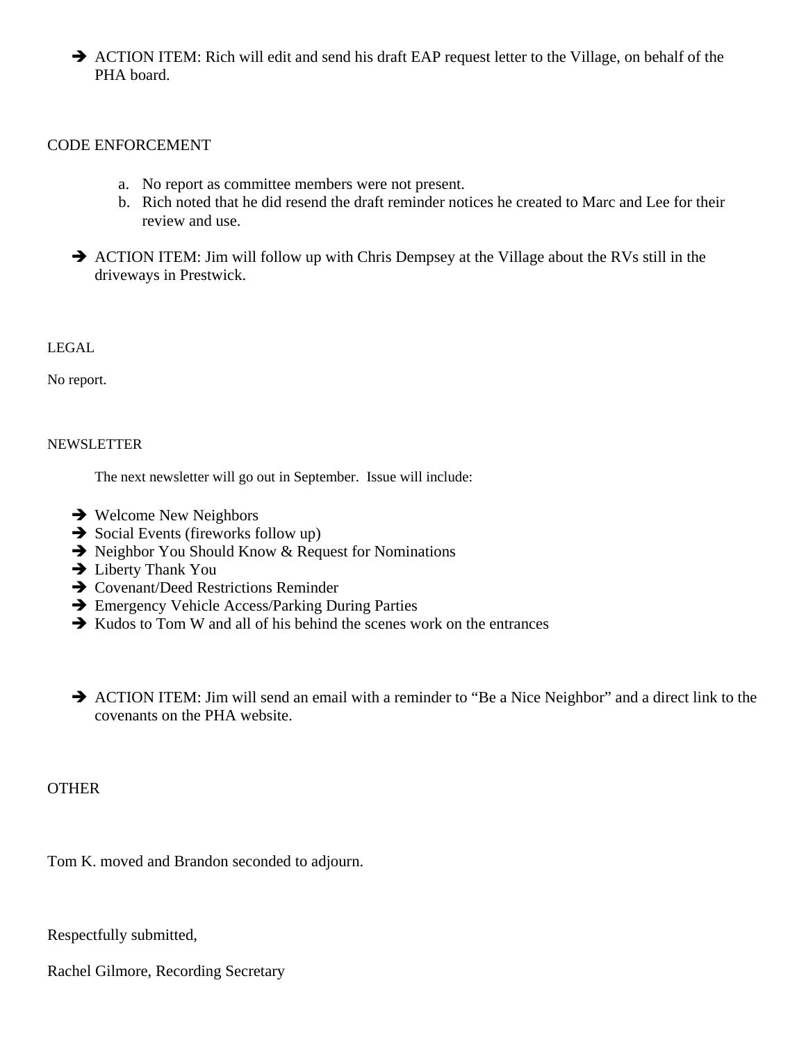- ➔ ACTION ITEM: Rich will edit and send his draft EAP request letter to the Village, on behalf of the PHA board.

## CODE ENFORCEMENT

a. No report as committee members were not present.
b. Rich noted that he did resend the draft reminder notices he created to Marc and Lee for their review and use.

- ➔ ACTION ITEM: Jim will follow up with Chris Dempsey at the Village about the RVs still in the driveways in Prestwick.

## LEGAL

No report.

## NEWSLETTER

The next newsletter will go out in September. Issue will include:

- ➔ Welcome New Neighbors
- ➔ Social Events (fireworks follow up)
- ➔ Neighbor You Should Know & Request for Nominations
- ➔ Liberty Thank You
- ➔ Covenant/Deed Restrictions Reminder
- ➔ Emergency Vehicle Access/Parking During Parties
- ➔ Kudos to Tom W and all of his behind the scenes work on the entrances

- ➔ ACTION ITEM: Jim will send an email with a reminder to "Be a Nice Neighbor" and a direct link to the covenants on the PHA website.

## OTHER

Tom K. moved and Brandon seconded to adjourn.

Respectfully submitted,

Rachel Gilmore, Recording Secretary